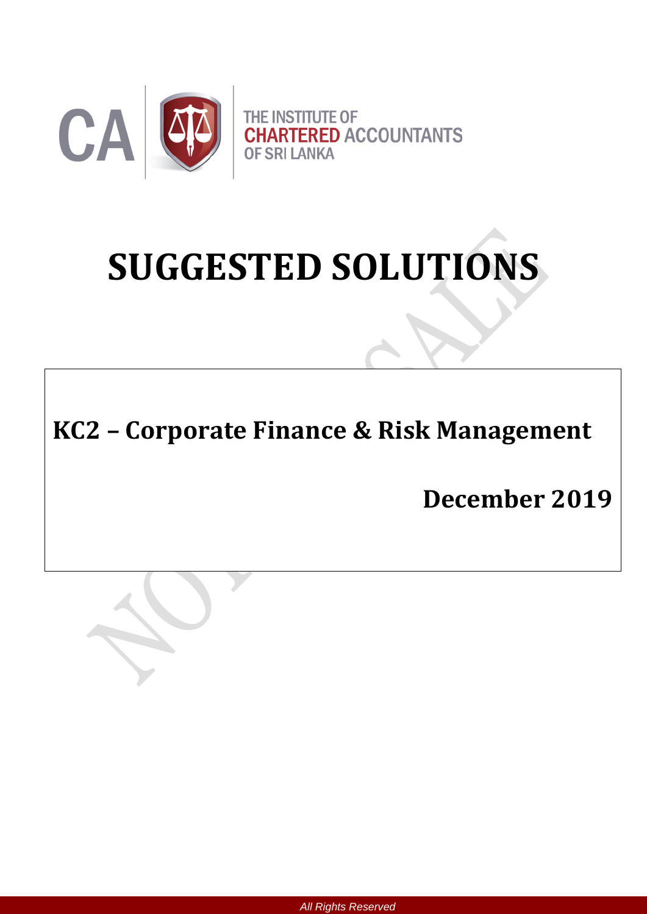THE INSTITUTE OF CHARTERED ACCOUNTANTS OF SRI LANKA

# SUGGESTED SOLUTIONS

## KC2 – Corporate Finance & Risk Management

**December 2019**

*All Rights Reserved*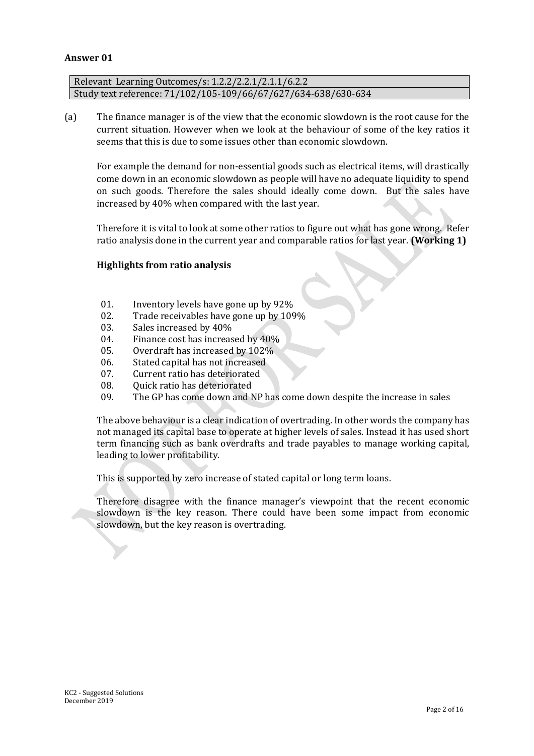**Answer 01**

| Relevant Learning Outcomes/s: 1.2.2/2.2.1/2.1.1/6.2.2 |
|---|
| Study text reference: 71/102/105-109/66/67/627/634-638/630-634 |

(a) The finance manager is of the view that the economic slowdown is the root cause for the current situation. However when we look at the behaviour of some of the key ratios it seems that this is due to some issues other than economic slowdown.

For example the demand for non-essential goods such as electrical items, will drastically come down in an economic slowdown as people will have no adequate liquidity to spend on such goods. Therefore the sales should ideally come down. But the sales have increased by 40% when compared with the last year.

Therefore it is vital to look at some other ratios to figure out what has gone wrong. Refer ratio analysis done in the current year and comparable ratios for last year. **(Working 1)**

**Highlights from ratio analysis**

01. Inventory levels have gone up by 92%
02. Trade receivables have gone up by 109%
03. Sales increased by 40%
04. Finance cost has increased by 40%
05. Overdraft has increased by 102%
06. Stated capital has not increased
07. Current ratio has deteriorated
08. Quick ratio has deteriorated
09. The GP has come down and NP has come down despite the increase in sales

The above behaviour is a clear indication of overtrading. In other words the company has not managed its capital base to operate at higher levels of sales. Instead it has used short term financing such as bank overdrafts and trade payables to manage working capital, leading to lower profitability.

This is supported by zero increase of stated capital or long term loans.

Therefore disagree with the finance manager's viewpoint that the recent economic slowdown is the key reason. There could have been some impact from economic slowdown, but the key reason is overtrading.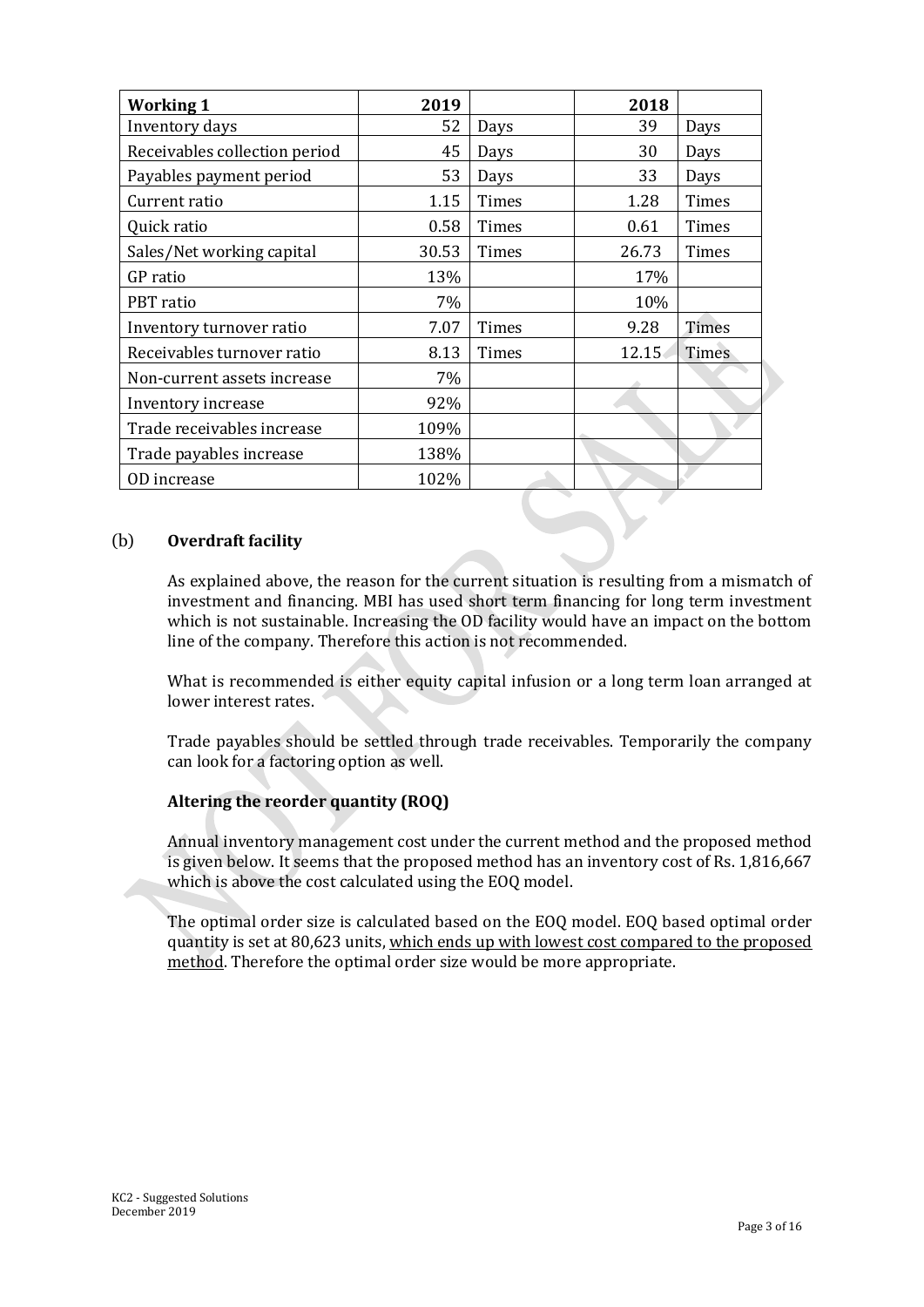| Working 1 | 2019 | | 2018 | |
|---|---|---|---|---|
| Inventory days | 52 | Days | 39 | Days |
| Receivables collection period | 45 | Days | 30 | Days |
| Payables payment period | 53 | Days | 33 | Days |
| Current ratio | 1.15 | Times | 1.28 | Times |
| Quick ratio | 0.58 | Times | 0.61 | Times |
| Sales/Net working capital | 30.53 | Times | 26.73 | Times |
| GP ratio | 13% | | 17% | |
| PBT ratio | 7% | | 10% | |
| Inventory turnover ratio | 7.07 | Times | 9.28 | Times |
| Receivables turnover ratio | 8.13 | Times | 12.15 | Times |
| Non-current assets increase | 7% | | | |
| Inventory increase | 92% | | | |
| Trade receivables increase | 109% | | | |
| Trade payables increase | 138% | | | |
| OD increase | 102% | | | |

(b) **Overdraft facility**

As explained above, the reason for the current situation is resulting from a mismatch of investment and financing. MBI has used short term financing for long term investment which is not sustainable. Increasing the OD facility would have an impact on the bottom line of the company. Therefore this action is not recommended.

What is recommended is either equity capital infusion or a long term loan arranged at lower interest rates.

Trade payables should be settled through trade receivables. Temporarily the company can look for a factoring option as well.

**Altering the reorder quantity (ROQ)**

Annual inventory management cost under the current method and the proposed method is given below. It seems that the proposed method has an inventory cost of Rs. 1,816,667 which is above the cost calculated using the EOQ model.

The optimal order size is calculated based on the EOQ model. EOQ based optimal order quantity is set at 80,623 units, <u>which ends up with lowest cost compared to the proposed method</u>. Therefore the optimal order size would be more appropriate.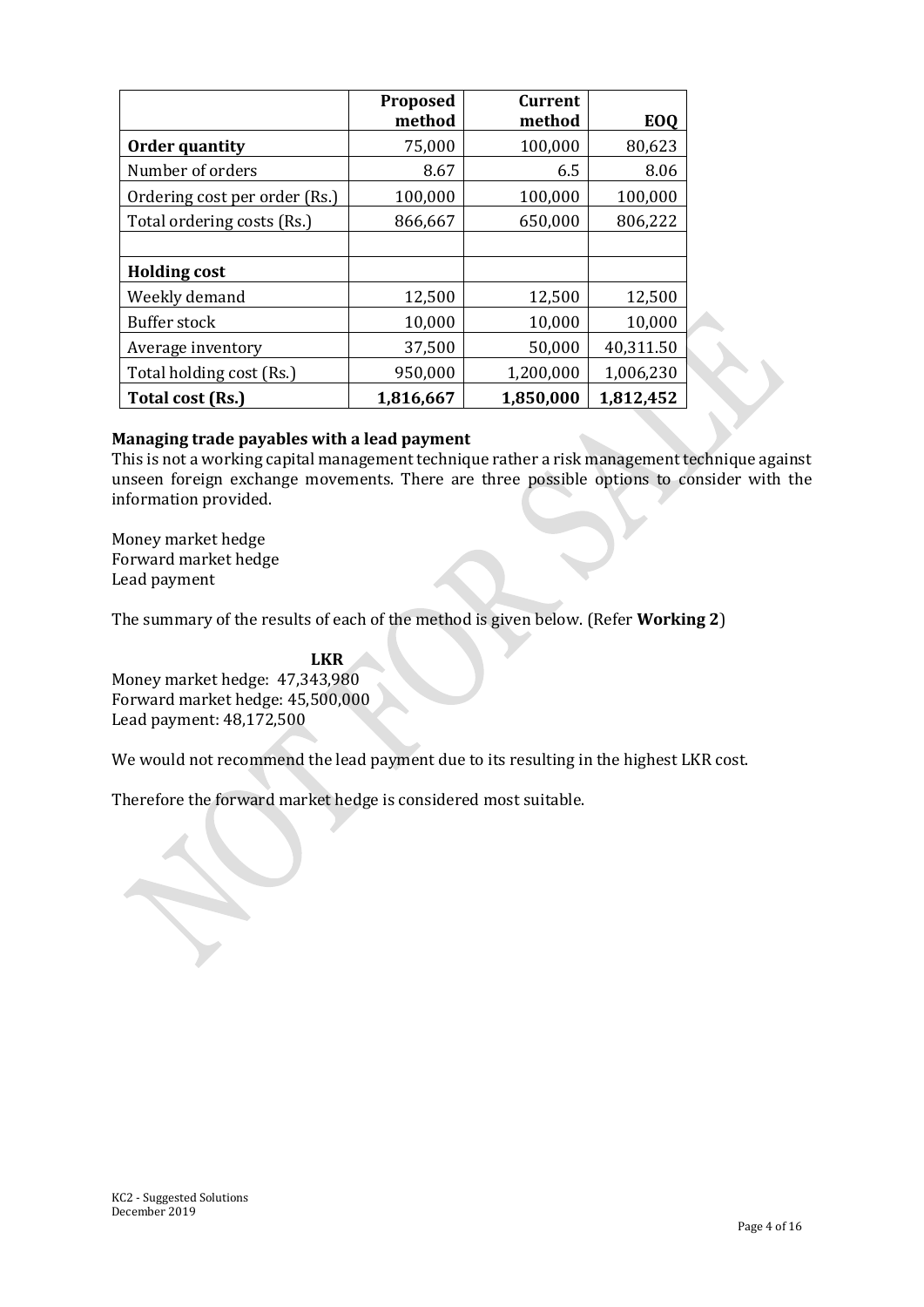| | Proposed method | Current method | EOQ |
|---|---|---|---|
| **Order quantity** | 75,000 | 100,000 | 80,623 |
| Number of orders | 8.67 | 6.5 | 8.06 |
| Ordering cost per order (Rs.) | 100,000 | 100,000 | 100,000 |
| Total ordering costs (Rs.) | 866,667 | 650,000 | 806,222 |
| | | | |
| **Holding cost** | | | |
| Weekly demand | 12,500 | 12,500 | 12,500 |
| Buffer stock | 10,000 | 10,000 | 10,000 |
| Average inventory | 37,500 | 50,000 | 40,311.50 |
| Total holding cost (Rs.) | 950,000 | 1,200,000 | 1,006,230 |
| **Total cost (Rs.)** | **1,816,667** | **1,850,000** | **1,812,452** |

**Managing trade payables with a lead payment**

This is not a working capital management technique rather a risk management technique against unseen foreign exchange movements. There are three possible options to consider with the information provided.

Money market hedge
Forward market hedge
Lead payment

The summary of the results of each of the method is given below. (Refer **Working 2**)

**LKR**

Money market hedge: 47,343,980
Forward market hedge: 45,500,000
Lead payment: 48,172,500

We would not recommend the lead payment due to its resulting in the highest LKR cost.

Therefore the forward market hedge is considered most suitable.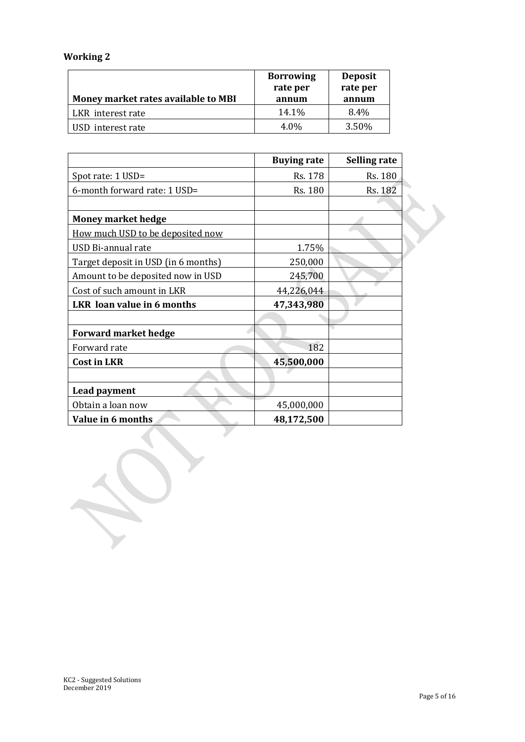**Working 2**

| Money market rates available to MBI | Borrowing rate per annum | Deposit rate per annum |
|---|---|---|
| LKR interest rate | 14.1% | 8.4% |
| USD interest rate | 4.0% | 3.50% |

| | Buying rate | Selling rate |
|---|---|---|
| Spot rate: 1 USD= | Rs. 178 | Rs. 180 |
| 6-month forward rate: 1 USD= | Rs. 180 | Rs. 182 |
| | | |
| **Money market hedge** | | |
| How much USD to be deposited now | | |
| USD Bi-annual rate | 1.75% | |
| Target deposit in USD (in 6 months) | 250,000 | |
| Amount to be deposited now in USD | 245,700 | |
| Cost of such amount in LKR | 44,226,044 | |
| **LKR loan value in 6 months** | **47,343,980** | |
| | | |
| **Forward market hedge** | | |
| Forward rate | 182 | |
| **Cost in LKR** | **45,500,000** | |
| | | |
| **Lead payment** | | |
| Obtain a loan now | 45,000,000 | |
| **Value in 6 months** | **48,172,500** | |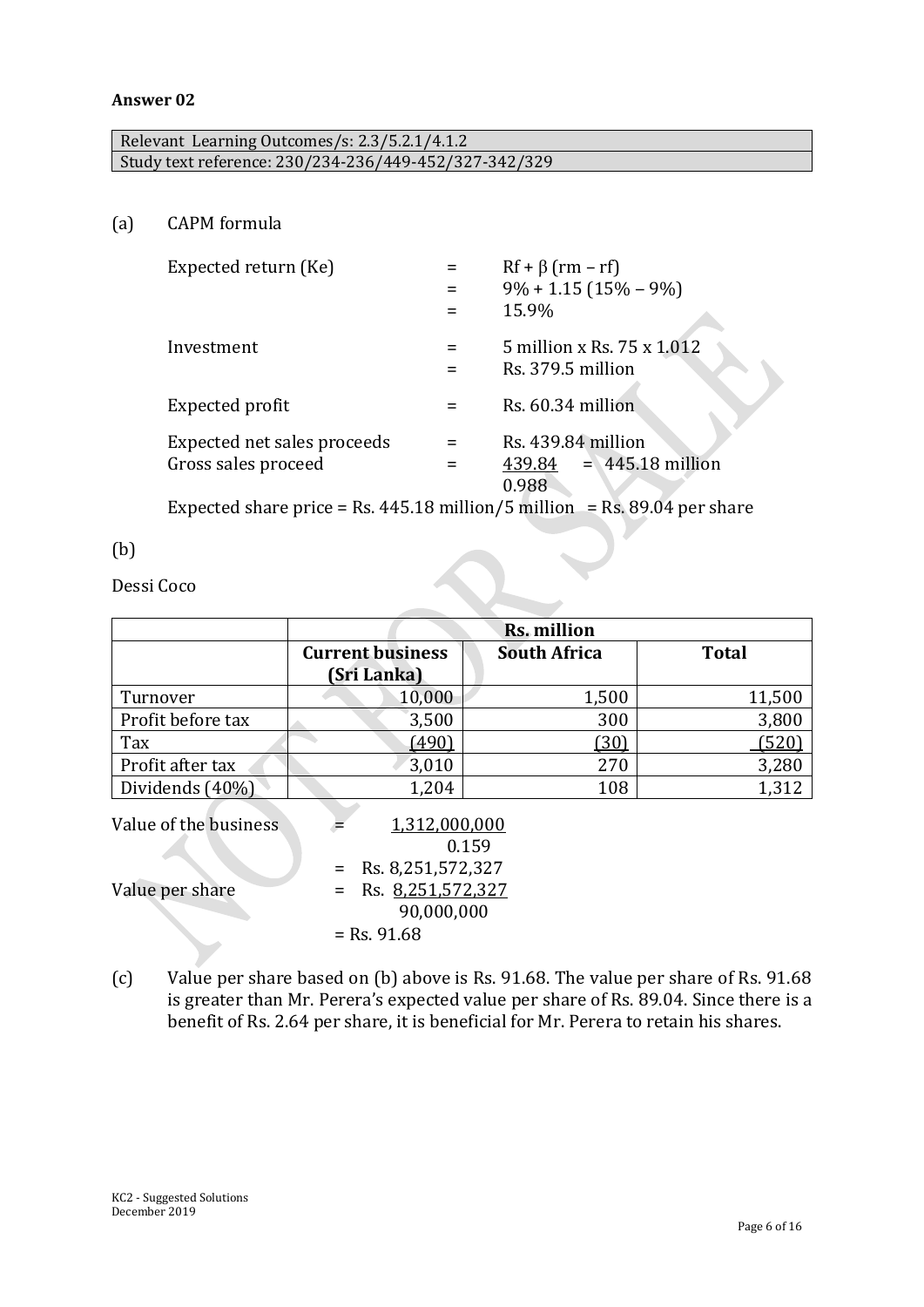**Answer 02**

| Relevant Learning Outcomes/s: 2.3/5.2.1/4.1.2 |
|---|
| Study text reference: 230/234-236/449-452/327-342/329 |

(a) CAPM formula

Expected return (Ke) = $R_f + \beta\,(r_m - r_f)$
= 9% + 1.15 (15% – 9%)
= 15.9%

Investment = 5 million x Rs. 75 x 1.012
= Rs. 379.5 million

Expected profit = Rs. 60.34 million

Expected net sales proceeds = Rs. 439.84 million

Gross sales proceed = $\frac{439.84}{0.988}$ = 445.18 million

Expected share price = Rs. 445.18 million/5 million = Rs. 89.04 per share

(b)

Dessi Coco

| | Rs. million | | |
|---|---|---|---|
| | **Current business (Sri Lanka)** | **South Africa** | **Total** |
| Turnover | 10,000 | 1,500 | 11,500 |
| Profit before tax | 3,500 | 300 | 3,800 |
| Tax | (490) | (30) | (520) |
| Profit after tax | 3,010 | 270 | 3,280 |
| Dividends (40%) | 1,204 | 108 | 1,312 |

Value of the business = $\frac{1{,}312{,}000{,}000}{0.159}$
= Rs. 8,251,572,327

Value per share = Rs. $\frac{8{,}251{,}572{,}327}{90{,}000{,}000}$
= Rs. 91.68

(c) Value per share based on (b) above is Rs. 91.68. The value per share of Rs. 91.68 is greater than Mr. Perera's expected value per share of Rs. 89.04. Since there is a benefit of Rs. 2.64 per share, it is beneficial for Mr. Perera to retain his shares.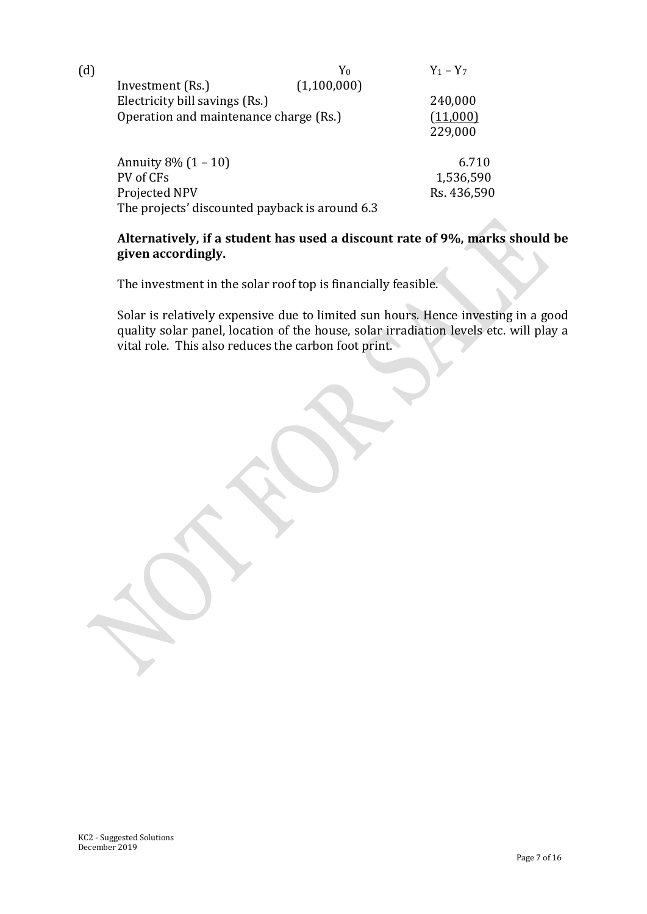(d)

| | $Y_0$ | $Y_1 - Y_7$ |
|---|---|---|
| Investment (Rs.) | (1,100,000) | |
| Electricity bill savings (Rs.) | | 240,000 |
| Operation and maintenance charge (Rs.) | | (11,000) |
| | | 229,000 |
| | | |
| Annuity 8% (1 – 10) | | 6.710 |
| PV of CFs | | 1,536,590 |
| Projected NPV | | Rs. 436,590 |
| The projects' discounted payback is around 6.3 | | |

**Alternatively, if a student has used a discount rate of 9%, marks should be given accordingly.**

The investment in the solar roof top is financially feasible.

Solar is relatively expensive due to limited sun hours. Hence investing in a good quality solar panel, location of the house, solar irradiation levels etc. will play a vital role. This also reduces the carbon foot print.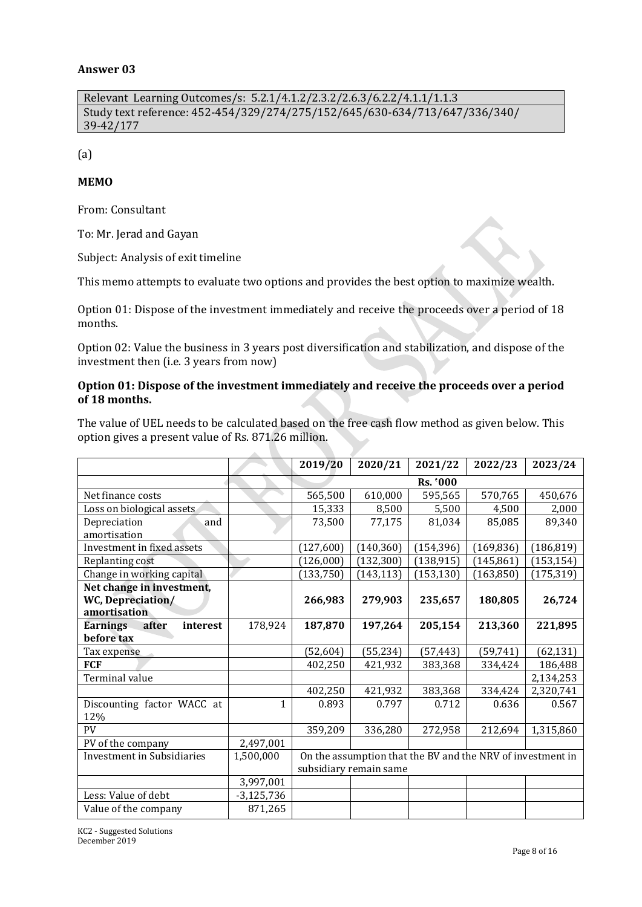## Answer 03

| Relevant Learning Outcomes/s: 5.2.1/4.1.2/2.3.2/2.6.3/6.2.2/4.1.1/1.1.3 |
|---|
| Study text reference: 452-454/329/274/275/152/645/630-634/713/647/336/340/ 39-42/177 |

(a)

**MEMO**

From: Consultant

To: Mr. Jerad and Gayan

Subject: Analysis of exit timeline

This memo attempts to evaluate two options and provides the best option to maximize wealth.

Option 01: Dispose of the investment immediately and receive the proceeds over a period of 18 months.

Option 02: Value the business in 3 years post diversification and stabilization, and dispose of the investment then (i.e. 3 years from now)

**Option 01: Dispose of the investment immediately and receive the proceeds over a period of 18 months.**

The value of UEL needs to be calculated based on the free cash flow method as given below. This option gives a present value of Rs. 871.26 million.

| | | 2019/20 | 2020/21 | 2021/22 | 2022/23 | 2023/24 |
|---|---|---|---|---|---|---|
| | | Rs. '000 | | | | |
| Net finance costs | | 565,500 | 610,000 | 595,565 | 570,765 | 450,676 |
| Loss on biological assets | | 15,333 | 8,500 | 5,500 | 4,500 | 2,000 |
| Depreciation and amortisation | | 73,500 | 77,175 | 81,034 | 85,085 | 89,340 |
| Investment in fixed assets | | (127,600) | (140,360) | (154,396) | (169,836) | (186,819) |
| Replanting cost | | (126,000) | (132,300) | (138,915) | (145,861) | (153,154) |
| Change in working capital | | (133,750) | (143,113) | (153,130) | (163,850) | (175,319) |
| **Net change in investment, WC, Depreciation/ amortisation** | | **266,983** | **279,903** | **235,657** | **180,805** | **26,724** |
| **Earnings after interest before tax** | 178,924 | **187,870** | **197,264** | **205,154** | **213,360** | **221,895** |
| Tax expense | | (52,604) | (55,234) | (57,443) | (59,741) | (62,131) |
| **FCF** | | 402,250 | 421,932 | 383,368 | 334,424 | 186,488 |
| Terminal value | | | | | | 2,134,253 |
| | | 402,250 | 421,932 | 383,368 | 334,424 | 2,320,741 |
| Discounting factor WACC at 12% | 1 | 0.893 | 0.797 | 0.712 | 0.636 | 0.567 |
| PV | | 359,209 | 336,280 | 272,958 | 212,694 | 1,315,860 |
| PV of the company | 2,497,001 | | | | | |
| Investment in Subsidiaries | 1,500,000 | On the assumption that the BV and the NRV of investment in subsidiary remain same | | | | |
| | 3,997,001 | | | | | |
| Less: Value of debt | -3,125,736 | | | | | |
| Value of the company | 871,265 | | | | | |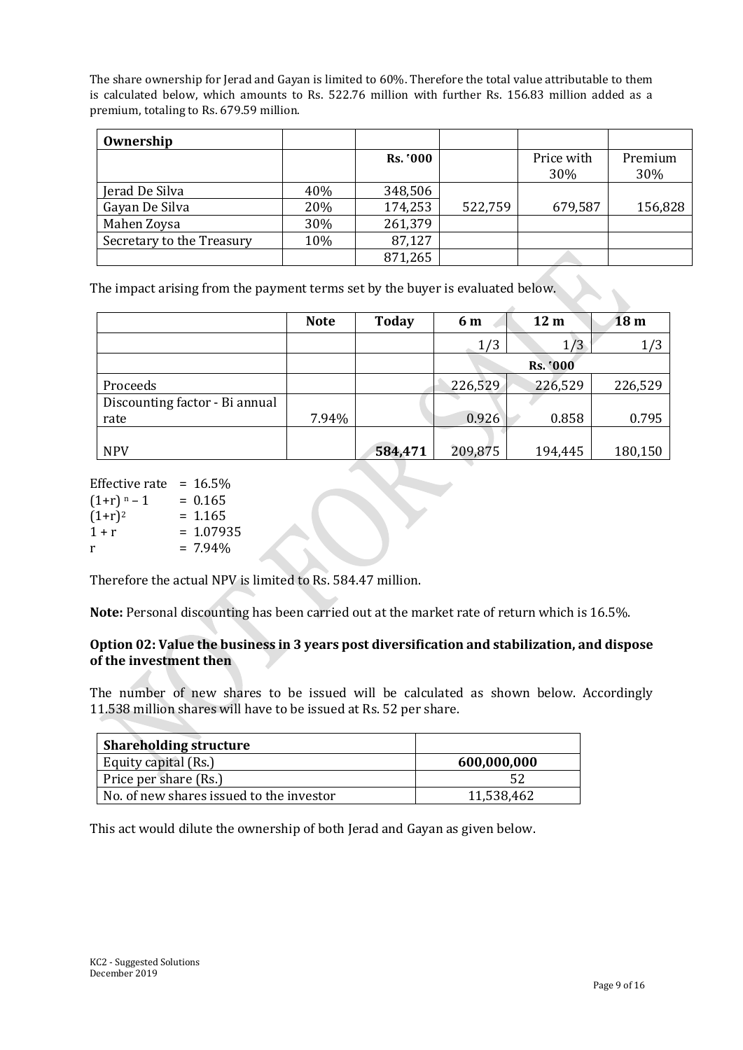The share ownership for Jerad and Gayan is limited to 60%. Therefore the total value attributable to them is calculated below, which amounts to Rs. 522.76 million with further Rs. 156.83 million added as a premium, totaling to Rs. 679.59 million.

| **Ownership** | | | | | |
|---|---|---|---|---|---|
| | | **Rs. '000** | | Price with 30% | Premium 30% |
| Jerad De Silva | 40% | 348,506 | | | |
| Gayan De Silva | 20% | 174,253 | 522,759 | 679,587 | 156,828 |
| Mahen Zoysa | 30% | 261,379 | | | |
| Secretary to the Treasury | 10% | 87,127 | | | |
| | | 871,265 | | | |

The impact arising from the payment terms set by the buyer is evaluated below.

| | **Note** | **Today** | **6 m** | **12 m** | **18 m** |
|---|---|---|---|---|---|
| | | | 1/3 | 1/3 | 1/3 |
| | | | | **Rs. '000** | |
| Proceeds | | | 226,529 | 226,529 | 226,529 |
| Discounting factor - Bi annual rate | 7.94% | | 0.926 | 0.858 | 0.795 |
| NPV | | **584,471** | 209,875 | 194,445 | 180,150 |

Effective rate = 16.5%
$(1+r)^n - 1$ = 0.165
$(1+r)^2$ = 1.165
$1 + r$ = 1.07935
$r$ = 7.94%

Therefore the actual NPV is limited to Rs. 584.47 million.

**Note:** Personal discounting has been carried out at the market rate of return which is 16.5%.

### Option 02: Value the business in 3 years post diversification and stabilization, and dispose of the investment then

The number of new shares to be issued will be calculated as shown below. Accordingly 11.538 million shares will have to be issued at Rs. 52 per share.

| **Shareholding structure** | |
|---|---|
| Equity capital (Rs.) | **600,000,000** |
| Price per share (Rs.) | 52 |
| No. of new shares issued to the investor | 11,538,462 |

This act would dilute the ownership of both Jerad and Gayan as given below.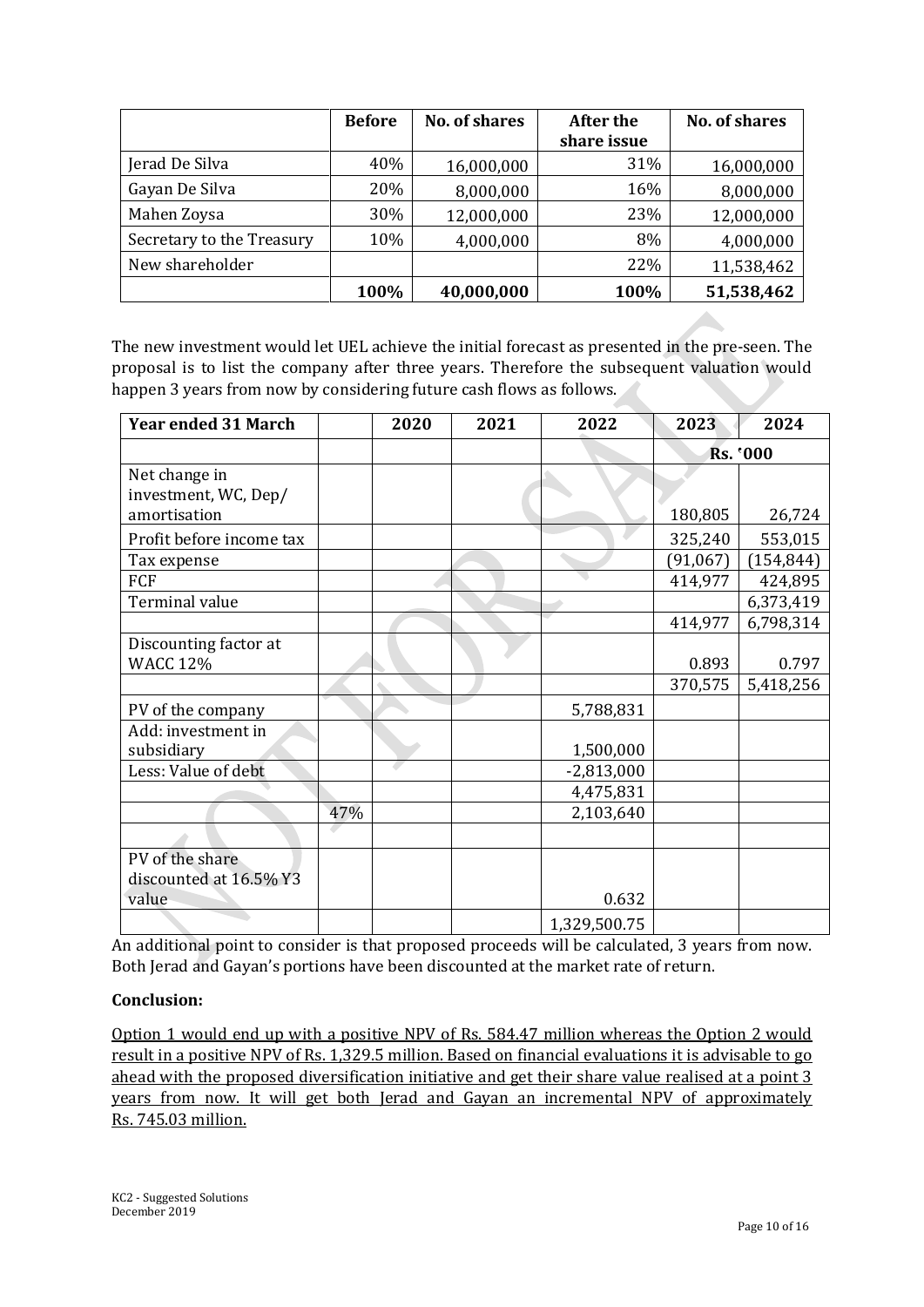| | Before | No. of shares | After the share issue | No. of shares |
|---|---|---|---|---|
| Jerad De Silva | 40% | 16,000,000 | 31% | 16,000,000 |
| Gayan De Silva | 20% | 8,000,000 | 16% | 8,000,000 |
| Mahen Zoysa | 30% | 12,000,000 | 23% | 12,000,000 |
| Secretary to the Treasury | 10% | 4,000,000 | 8% | 4,000,000 |
| New shareholder | | | 22% | 11,538,462 |
| | **100%** | **40,000,000** | **100%** | **51,538,462** |

The new investment would let UEL achieve the initial forecast as presented in the pre-seen. The proposal is to list the company after three years. Therefore the subsequent valuation would happen 3 years from now by considering future cash flows as follows.

| Year ended 31 March | | 2020 | 2021 | 2022 | 2023 | 2024 |
|---|---|---|---|---|---|---|
| | | | | | Rs. '000 | |
| Net change in investment, WC, Dep/ amortisation | | | | | 180,805 | 26,724 |
| Profit before income tax | | | | | 325,240 | 553,015 |
| Tax expense | | | | | (91,067) | (154,844) |
| FCF | | | | | 414,977 | 424,895 |
| Terminal value | | | | | | 6,373,419 |
| | | | | | 414,977 | 6,798,314 |
| Discounting factor at WACC 12% | | | | | 0.893 | 0.797 |
| | | | | | 370,575 | 5,418,256 |
| PV of the company | | | | 5,788,831 | | |
| Add: investment in subsidiary | | | | 1,500,000 | | |
| Less: Value of debt | | | | -2,813,000 | | |
| | | | | 4,475,831 | | |
| | 47% | | | 2,103,640 | | |
| | | | | | | |
| PV of the share discounted at 16.5% Y3 value | | | | 0.632 | | |
| | | | | 1,329,500.75 | | |

An additional point to consider is that proposed proceeds will be calculated, 3 years from now. Both Jerad and Gayan's portions have been discounted at the market rate of return.

**Conclusion:**

Option 1 would end up with a positive NPV of Rs. 584.47 million whereas the Option 2 would result in a positive NPV of Rs. 1,329.5 million. Based on financial evaluations it is advisable to go ahead with the proposed diversification initiative and get their share value realised at a point 3 years from now. It will get both Jerad and Gayan an incremental NPV of approximately Rs. 745.03 million.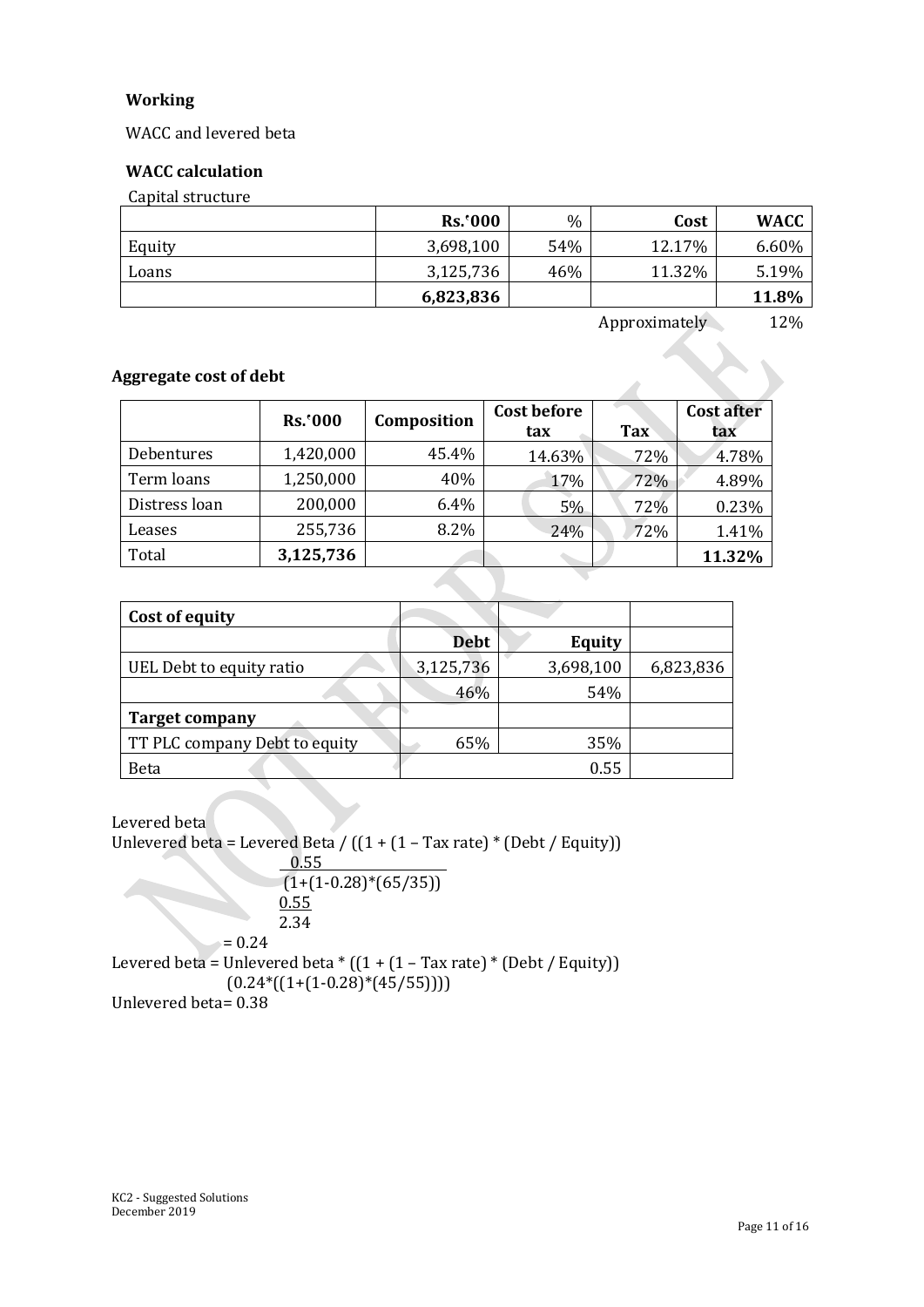**Working**

WACC and levered beta

**WACC calculation**

Capital structure

| | Rs.'000 | % | Cost | WACC |
|---|---|---|---|---|
| Equity | 3,698,100 | 54% | 12.17% | 6.60% |
| Loans | 3,125,736 | 46% | 11.32% | 5.19% |
| | **6,823,836** | | | **11.8%** |
| | | | Approximately | 12% |

**Aggregate cost of debt**

| | Rs.'000 | Composition | Cost before tax | Tax | Cost after tax |
|---|---|---|---|---|---|
| Debentures | 1,420,000 | 45.4% | 14.63% | 72% | 4.78% |
| Term loans | 1,250,000 | 40% | 17% | 72% | 4.89% |
| Distress loan | 200,000 | 6.4% | 5% | 72% | 0.23% |
| Leases | 255,736 | 8.2% | 24% | 72% | 1.41% |
| Total | **3,125,736** | | | | **11.32%** |

| **Cost of equity** | | | |
|---|---|---|---|
| | **Debt** | **Equity** | |
| UEL Debt to equity ratio | 3,125,736 | 3,698,100 | 6,823,836 |
| | 46% | 54% | |
| **Target company** | | | |
| TT PLC company Debt to equity | 65% | 35% | |
| Beta | | 0.55 | |

Levered beta

Unlevered beta = Levered Beta / ((1 + (1 – Tax rate) * (Debt / Equity))

$$\frac{0.55}{(1+(1-0.28)*(65/35))}$$

$$\frac{0.55}{2.34}$$

= 0.24

Levered beta = Unlevered beta * ((1 + (1 – Tax rate) * (Debt / Equity))

(0.24*((1+(1-0.28)*(45/55))))

Unlevered beta= 0.38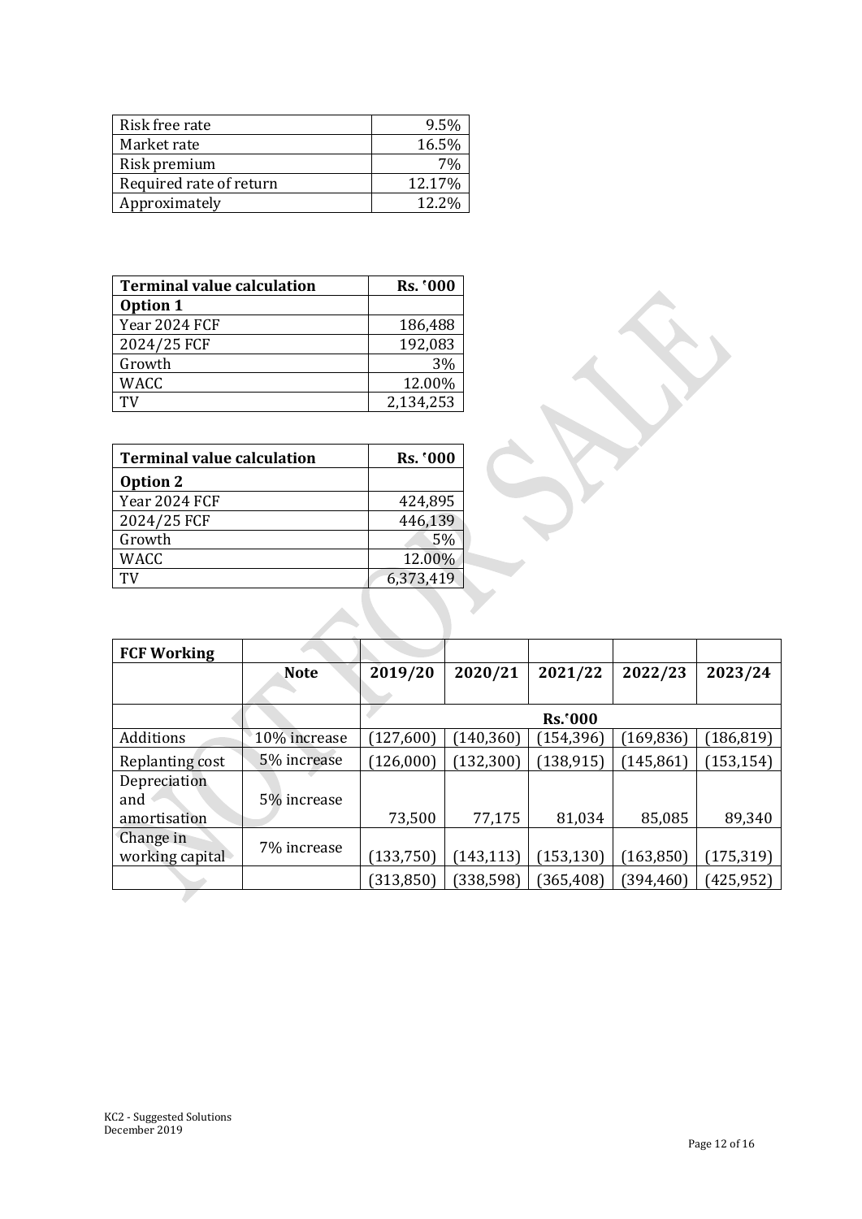| Risk free rate | 9.5% |
|---|---|
| Market rate | 16.5% |
| Risk premium | 7% |
| Required rate of return | 12.17% |
| Approximately | 12.2% |

| **Terminal value calculation** | **Rs. '000** |
|---|---|
| **Option 1** | |
| Year 2024 FCF | 186,488 |
| 2024/25 FCF | 192,083 |
| Growth | 3% |
| WACC | 12.00% |
| TV | 2,134,253 |

| **Terminal value calculation** | **Rs. '000** |
|---|---|
| **Option 2** | |
| Year 2024 FCF | 424,895 |
| 2024/25 FCF | 446,139 |
| Growth | 5% |
| WACC | 12.00% |
| TV | 6,373,419 |

| **FCF Working** | | | | | | |
|---|---|---|---|---|---|---|
| | **Note** | **2019/20** | **2020/21** | **2021/22** | **2022/23** | **2023/24** |
| | | | | **Rs.'000** | | |
| Additions | 10% increase | (127,600) | (140,360) | (154,396) | (169,836) | (186,819) |
| Replanting cost | 5% increase | (126,000) | (132,300) | (138,915) | (145,861) | (153,154) |
| Depreciation and amortisation | 5% increase | 73,500 | 77,175 | 81,034 | 85,085 | 89,340 |
| Change in working capital | 7% increase | (133,750) | (143,113) | (153,130) | (163,850) | (175,319) |
| | | (313,850) | (338,598) | (365,408) | (394,460) | (425,952) |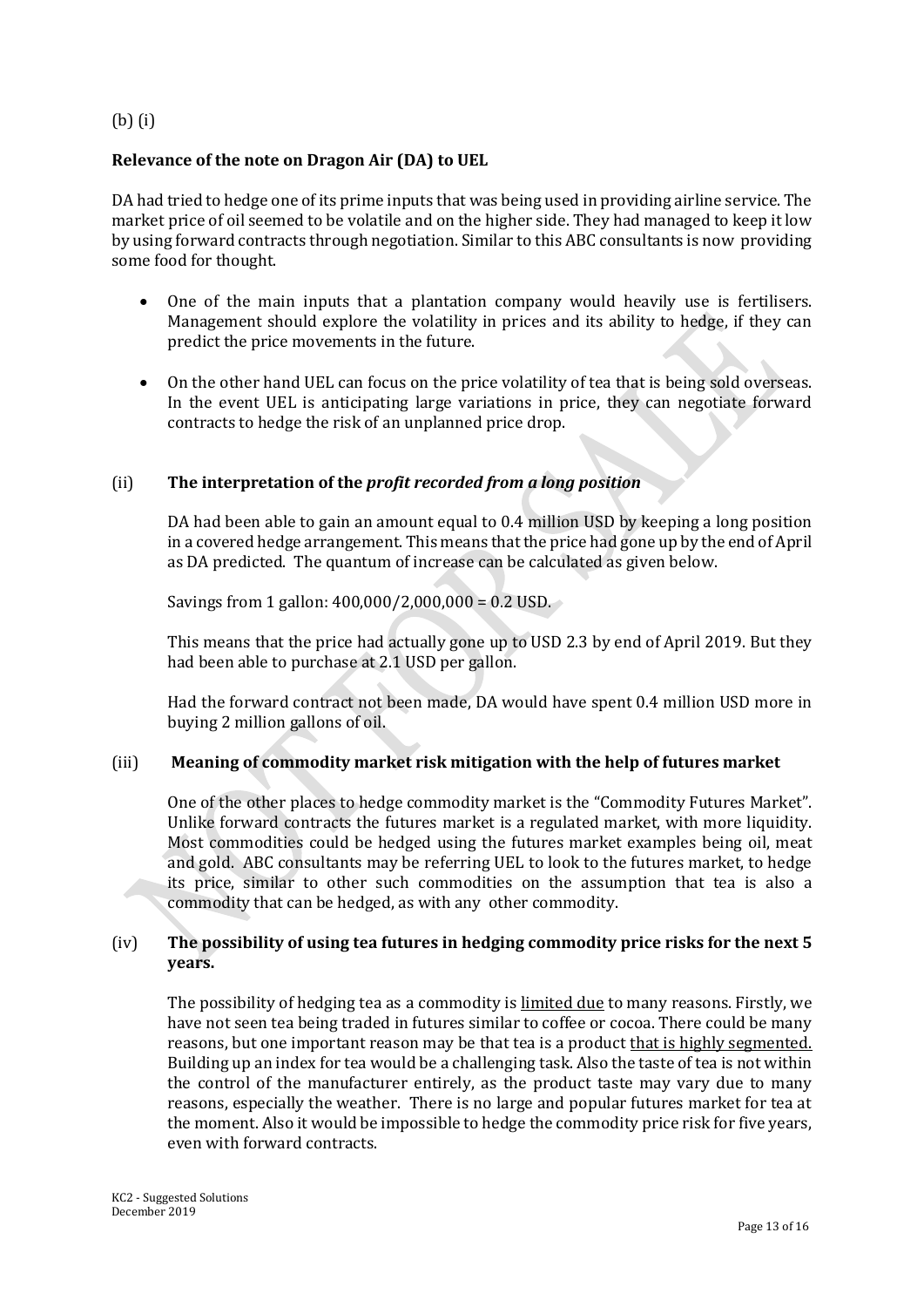(b) (i)

**Relevance of the note on Dragon Air (DA) to UEL**

DA had tried to hedge one of its prime inputs that was being used in providing airline service. The market price of oil seemed to be volatile and on the higher side. They had managed to keep it low by using forward contracts through negotiation. Similar to this ABC consultants is now providing some food for thought.

- One of the main inputs that a plantation company would heavily use is fertilisers. Management should explore the volatility in prices and its ability to hedge, if they can predict the price movements in the future.
- On the other hand UEL can focus on the price volatility of tea that is being sold overseas. In the event UEL is anticipating large variations in price, they can negotiate forward contracts to hedge the risk of an unplanned price drop.

(ii) **The interpretation of the *profit recorded from a long position***

DA had been able to gain an amount equal to 0.4 million USD by keeping a long position in a covered hedge arrangement. This means that the price had gone up by the end of April as DA predicted. The quantum of increase can be calculated as given below.

Savings from 1 gallon: 400,000/2,000,000 = 0.2 USD.

This means that the price had actually gone up to USD 2.3 by end of April 2019. But they had been able to purchase at 2.1 USD per gallon.

Had the forward contract not been made, DA would have spent 0.4 million USD more in buying 2 million gallons of oil.

(iii) **Meaning of commodity market risk mitigation with the help of futures market**

One of the other places to hedge commodity market is the "Commodity Futures Market". Unlike forward contracts the futures market is a regulated market, with more liquidity. Most commodities could be hedged using the futures market examples being oil, meat and gold. ABC consultants may be referring UEL to look to the futures market, to hedge its price, similar to other such commodities on the assumption that tea is also a commodity that can be hedged, as with any other commodity.

(iv) **The possibility of using tea futures in hedging commodity price risks for the next 5 years.**

The possibility of hedging tea as a commodity is <u>limited due</u> to many reasons. Firstly, we have not seen tea being traded in futures similar to coffee or cocoa. There could be many reasons, but one important reason may be that tea is a product <u>that is highly segmented.</u> Building up an index for tea would be a challenging task. Also the taste of tea is not within the control of the manufacturer entirely, as the product taste may vary due to many reasons, especially the weather. There is no large and popular futures market for tea at the moment. Also it would be impossible to hedge the commodity price risk for five years, even with forward contracts.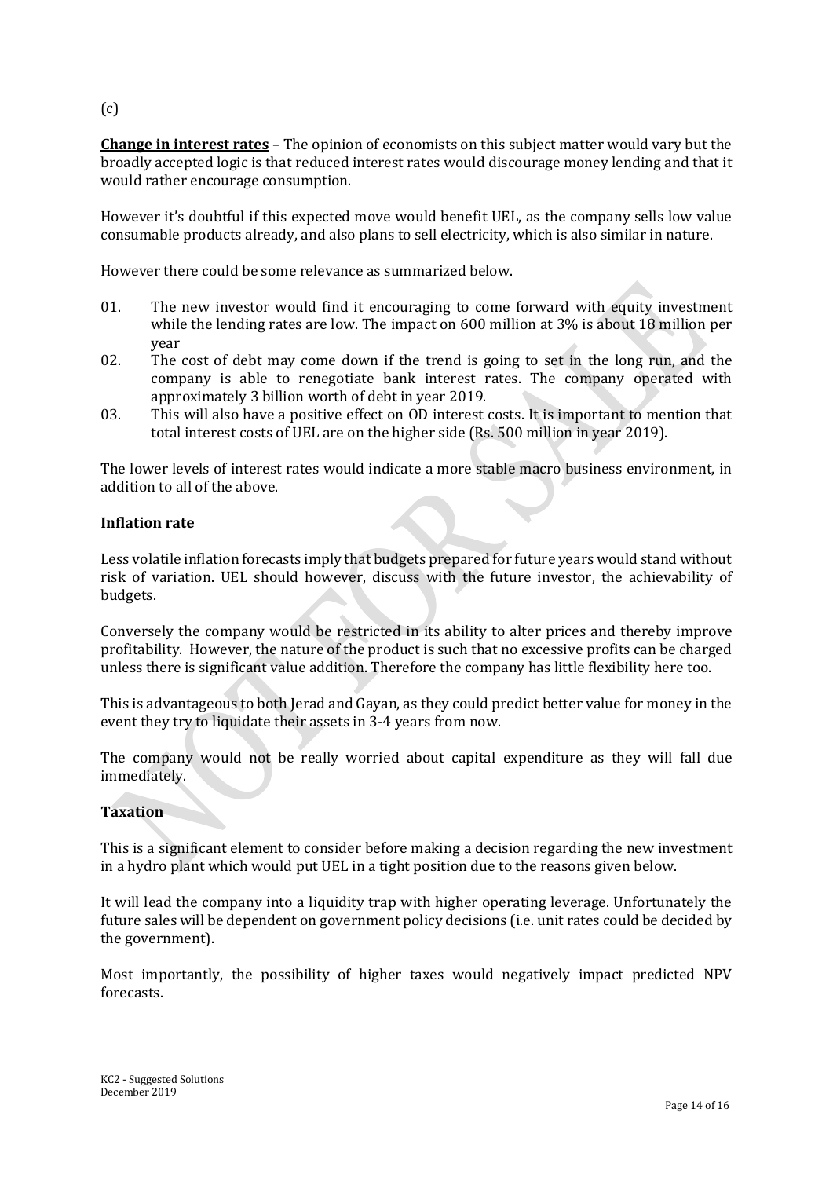(c)

**Change in interest rates** – The opinion of economists on this subject matter would vary but the broadly accepted logic is that reduced interest rates would discourage money lending and that it would rather encourage consumption.

However it's doubtful if this expected move would benefit UEL, as the company sells low value consumable products already, and also plans to sell electricity, which is also similar in nature.

However there could be some relevance as summarized below.

01. The new investor would find it encouraging to come forward with equity investment while the lending rates are low. The impact on 600 million at 3% is about 18 million per year
02. The cost of debt may come down if the trend is going to set in the long run, and the company is able to renegotiate bank interest rates. The company operated with approximately 3 billion worth of debt in year 2019.
03. This will also have a positive effect on OD interest costs. It is important to mention that total interest costs of UEL are on the higher side (Rs. 500 million in year 2019).

The lower levels of interest rates would indicate a more stable macro business environment, in addition to all of the above.

**Inflation rate**

Less volatile inflation forecasts imply that budgets prepared for future years would stand without risk of variation. UEL should however, discuss with the future investor, the achievability of budgets.

Conversely the company would be restricted in its ability to alter prices and thereby improve profitability. However, the nature of the product is such that no excessive profits can be charged unless there is significant value addition. Therefore the company has little flexibility here too.

This is advantageous to both Jerad and Gayan, as they could predict better value for money in the event they try to liquidate their assets in 3-4 years from now.

The company would not be really worried about capital expenditure as they will fall due immediately.

**Taxation**

This is a significant element to consider before making a decision regarding the new investment in a hydro plant which would put UEL in a tight position due to the reasons given below.

It will lead the company into a liquidity trap with higher operating leverage. Unfortunately the future sales will be dependent on government policy decisions (i.e. unit rates could be decided by the government).

Most importantly, the possibility of higher taxes would negatively impact predicted NPV forecasts.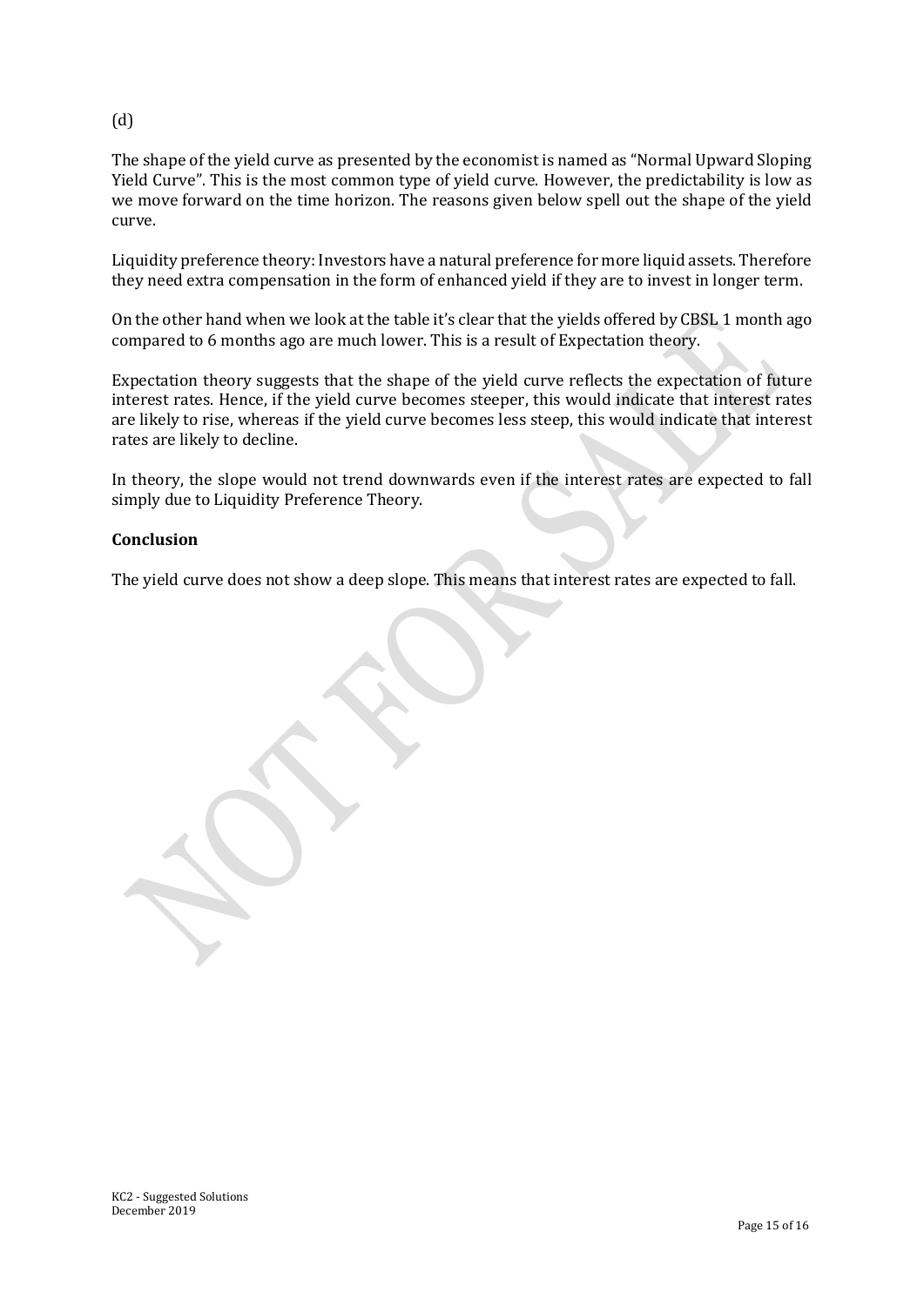(d)

The shape of the yield curve as presented by the economist is named as "Normal Upward Sloping Yield Curve". This is the most common type of yield curve. However, the predictability is low as we move forward on the time horizon. The reasons given below spell out the shape of the yield curve.

Liquidity preference theory: Investors have a natural preference for more liquid assets. Therefore they need extra compensation in the form of enhanced yield if they are to invest in longer term.

On the other hand when we look at the table it's clear that the yields offered by CBSL 1 month ago compared to 6 months ago are much lower. This is a result of Expectation theory.

Expectation theory suggests that the shape of the yield curve reflects the expectation of future interest rates. Hence, if the yield curve becomes steeper, this would indicate that interest rates are likely to rise, whereas if the yield curve becomes less steep, this would indicate that interest rates are likely to decline.

In theory, the slope would not trend downwards even if the interest rates are expected to fall simply due to Liquidity Preference Theory.

**Conclusion**

The yield curve does not show a deep slope. This means that interest rates are expected to fall.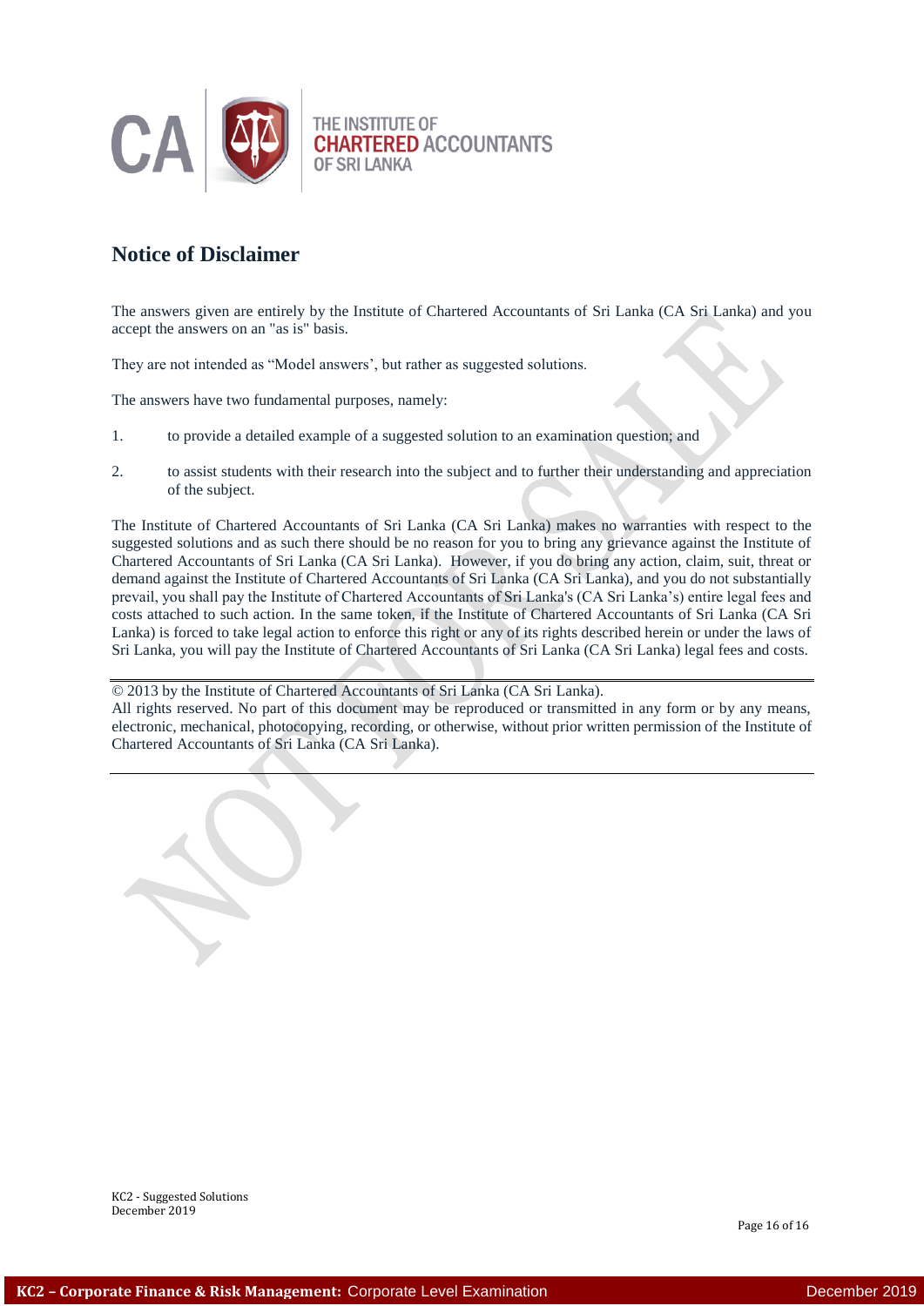# Notice of Disclaimer

The answers given are entirely by the Institute of Chartered Accountants of Sri Lanka (CA Sri Lanka) and you accept the answers on an "as is" basis.

They are not intended as "Model answers', but rather as suggested solutions.

The answers have two fundamental purposes, namely:

1. to provide a detailed example of a suggested solution to an examination question; and
2. to assist students with their research into the subject and to further their understanding and appreciation of the subject.

The Institute of Chartered Accountants of Sri Lanka (CA Sri Lanka) makes no warranties with respect to the suggested solutions and as such there should be no reason for you to bring any grievance against the Institute of Chartered Accountants of Sri Lanka (CA Sri Lanka). However, if you do bring any action, claim, suit, threat or demand against the Institute of Chartered Accountants of Sri Lanka (CA Sri Lanka), and you do not substantially prevail, you shall pay the Institute of Chartered Accountants of Sri Lanka's (CA Sri Lanka's) entire legal fees and costs attached to such action. In the same token, if the Institute of Chartered Accountants of Sri Lanka (CA Sri Lanka) is forced to take legal action to enforce this right or any of its rights described herein or under the laws of Sri Lanka, you will pay the Institute of Chartered Accountants of Sri Lanka (CA Sri Lanka) legal fees and costs.

---

© 2013 by the Institute of Chartered Accountants of Sri Lanka (CA Sri Lanka).
All rights reserved. No part of this document may be reproduced or transmitted in any form or by any means, electronic, mechanical, photocopying, recording, or otherwise, without prior written permission of the Institute of Chartered Accountants of Sri Lanka (CA Sri Lanka).

---